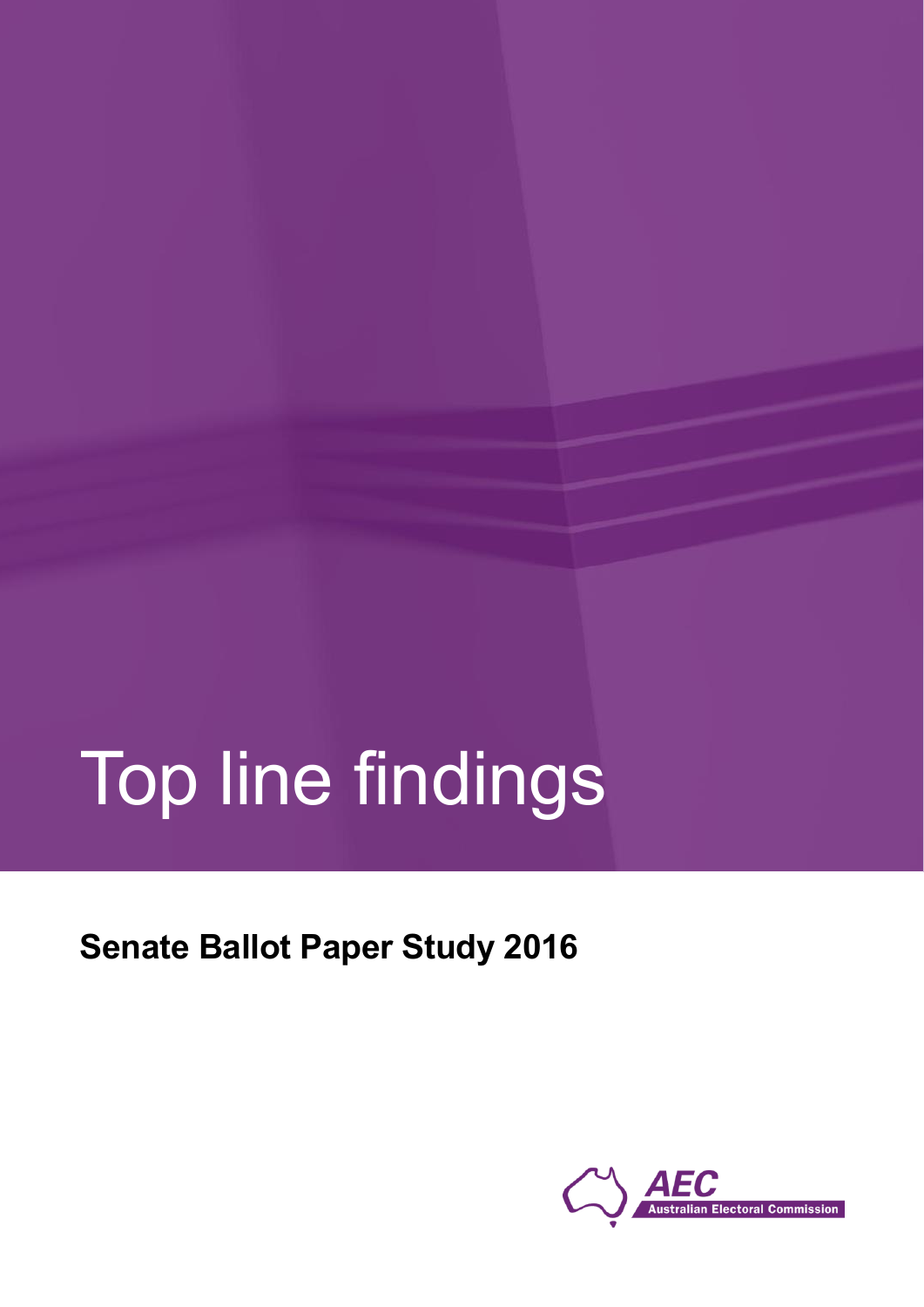# Top line findings

## Senate Ballot Paper Study 2016

AEC
Australian Electoral Commission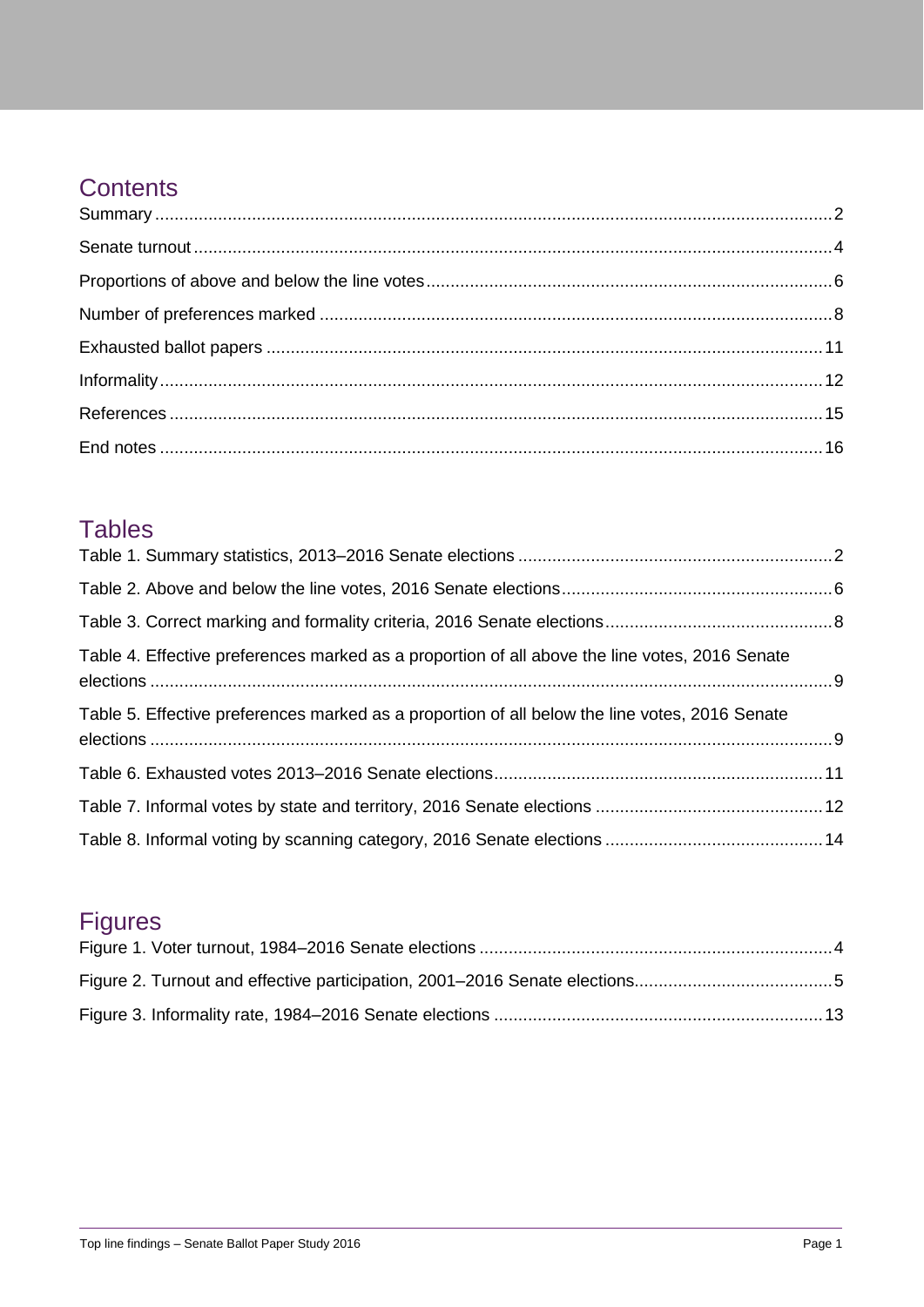## Contents

Summary .......... 2
Senate turnout .......... 4
Proportions of above and below the line votes .......... 6
Number of preferences marked .......... 8
Exhausted ballot papers .......... 11
Informality .......... 12
References .......... 15
End notes .......... 16

## Tables

Table 1. Summary statistics, 2013–2016 Senate elections .......... 2
Table 2. Above and below the line votes, 2016 Senate elections .......... 6
Table 3. Correct marking and formality criteria, 2016 Senate elections .......... 8
Table 4. Effective preferences marked as a proportion of all above the line votes, 2016 Senate elections .......... 9
Table 5. Effective preferences marked as a proportion of all below the line votes, 2016 Senate elections .......... 9
Table 6. Exhausted votes 2013–2016 Senate elections .......... 11
Table 7. Informal votes by state and territory, 2016 Senate elections .......... 12
Table 8. Informal voting by scanning category, 2016 Senate elections .......... 14

## Figures

Figure 1. Voter turnout, 1984–2016 Senate elections .......... 4
Figure 2. Turnout and effective participation, 2001–2016 Senate elections .......... 5
Figure 3. Informality rate, 1984–2016 Senate elections .......... 13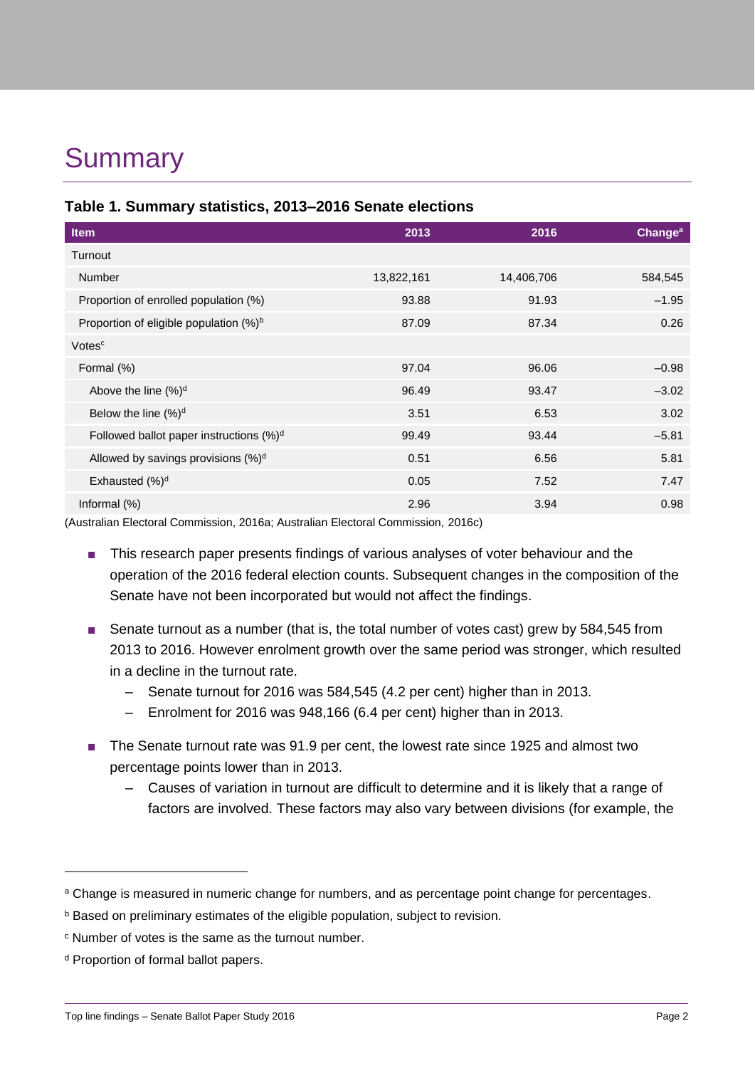# Summary

**Table 1. Summary statistics, 2013–2016 Senate elections**

| Item | 2013 | 2016 | Change[a] |
|---|---|---|---|
| Turnout | | | |
| Number | 13,822,161 | 14,406,706 | 584,545 |
| Proportion of enrolled population (%) | 93.88 | 91.93 | –1.95 |
| Proportion of eligible population (%)[b] | 87.09 | 87.34 | 0.26 |
| Votes[c] | | | |
| Formal (%) | 97.04 | 96.06 | –0.98 |
| Above the line (%)[d] | 96.49 | 93.47 | –3.02 |
| Below the line (%)[d] | 3.51 | 6.53 | 3.02 |
| Followed ballot paper instructions (%)[d] | 99.49 | 93.44 | –5.81 |
| Allowed by savings provisions (%)[d] | 0.51 | 6.56 | 5.81 |
| Exhausted (%)[d] | 0.05 | 7.52 | 7.47 |
| Informal (%) | 2.96 | 3.94 | 0.98 |

(Australian Electoral Commission, 2016a; Australian Electoral Commission, 2016c)

- This research paper presents findings of various analyses of voter behaviour and the operation of the 2016 federal election counts. Subsequent changes in the composition of the Senate have not been incorporated but would not affect the findings.
- Senate turnout as a number (that is, the total number of votes cast) grew by 584,545 from 2013 to 2016. However enrolment growth over the same period was stronger, which resulted in a decline in the turnout rate.
  - Senate turnout for 2016 was 584,545 (4.2 per cent) higher than in 2013.
  - Enrolment for 2016 was 948,166 (6.4 per cent) higher than in 2013.
- The Senate turnout rate was 91.9 per cent, the lowest rate since 1925 and almost two percentage points lower than in 2013.
  - Causes of variation in turnout are difficult to determine and it is likely that a range of factors are involved. These factors may also vary between divisions (for example, the

[a] Change is measured in numeric change for numbers, and as percentage point change for percentages.

[b] Based on preliminary estimates of the eligible population, subject to revision.

[c] Number of votes is the same as the turnout number.

[d] Proportion of formal ballot papers.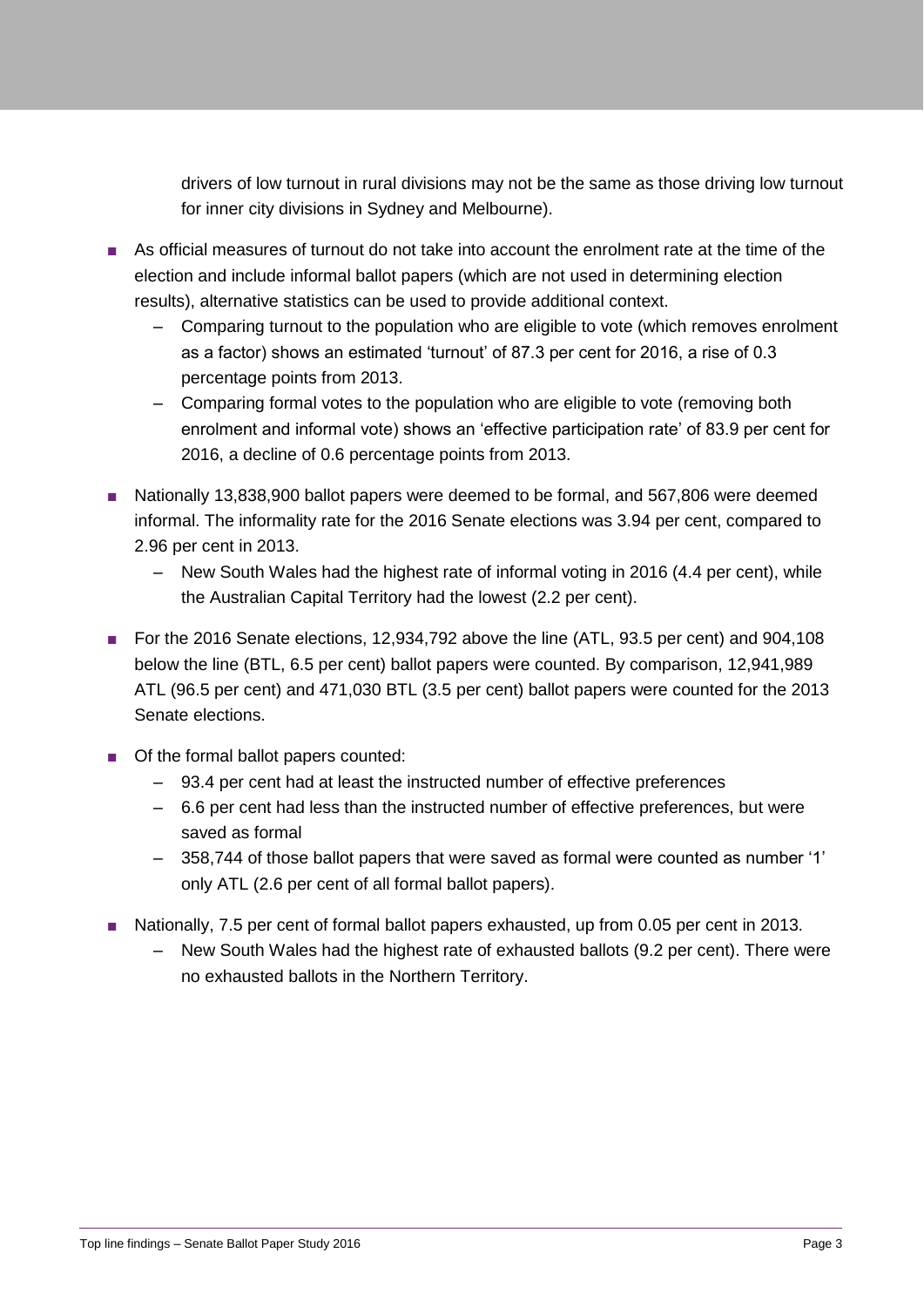drivers of low turnout in rural divisions may not be the same as those driving low turnout for inner city divisions in Sydney and Melbourne).

- As official measures of turnout do not take into account the enrolment rate at the time of the election and include informal ballot papers (which are not used in determining election results), alternative statistics can be used to provide additional context.
  - Comparing turnout to the population who are eligible to vote (which removes enrolment as a factor) shows an estimated 'turnout' of 87.3 per cent for 2016, a rise of 0.3 percentage points from 2013.
  - Comparing formal votes to the population who are eligible to vote (removing both enrolment and informal vote) shows an 'effective participation rate' of 83.9 per cent for 2016, a decline of 0.6 percentage points from 2013.
- Nationally 13,838,900 ballot papers were deemed to be formal, and 567,806 were deemed informal. The informality rate for the 2016 Senate elections was 3.94 per cent, compared to 2.96 per cent in 2013.
  - New South Wales had the highest rate of informal voting in 2016 (4.4 per cent), while the Australian Capital Territory had the lowest (2.2 per cent).
- For the 2016 Senate elections, 12,934,792 above the line (ATL, 93.5 per cent) and 904,108 below the line (BTL, 6.5 per cent) ballot papers were counted. By comparison, 12,941,989 ATL (96.5 per cent) and 471,030 BTL (3.5 per cent) ballot papers were counted for the 2013 Senate elections.
- Of the formal ballot papers counted:
  - 93.4 per cent had at least the instructed number of effective preferences
  - 6.6 per cent had less than the instructed number of effective preferences, but were saved as formal
  - 358,744 of those ballot papers that were saved as formal were counted as number '1' only ATL (2.6 per cent of all formal ballot papers).
- Nationally, 7.5 per cent of formal ballot papers exhausted, up from 0.05 per cent in 2013.
  - New South Wales had the highest rate of exhausted ballots (9.2 per cent). There were no exhausted ballots in the Northern Territory.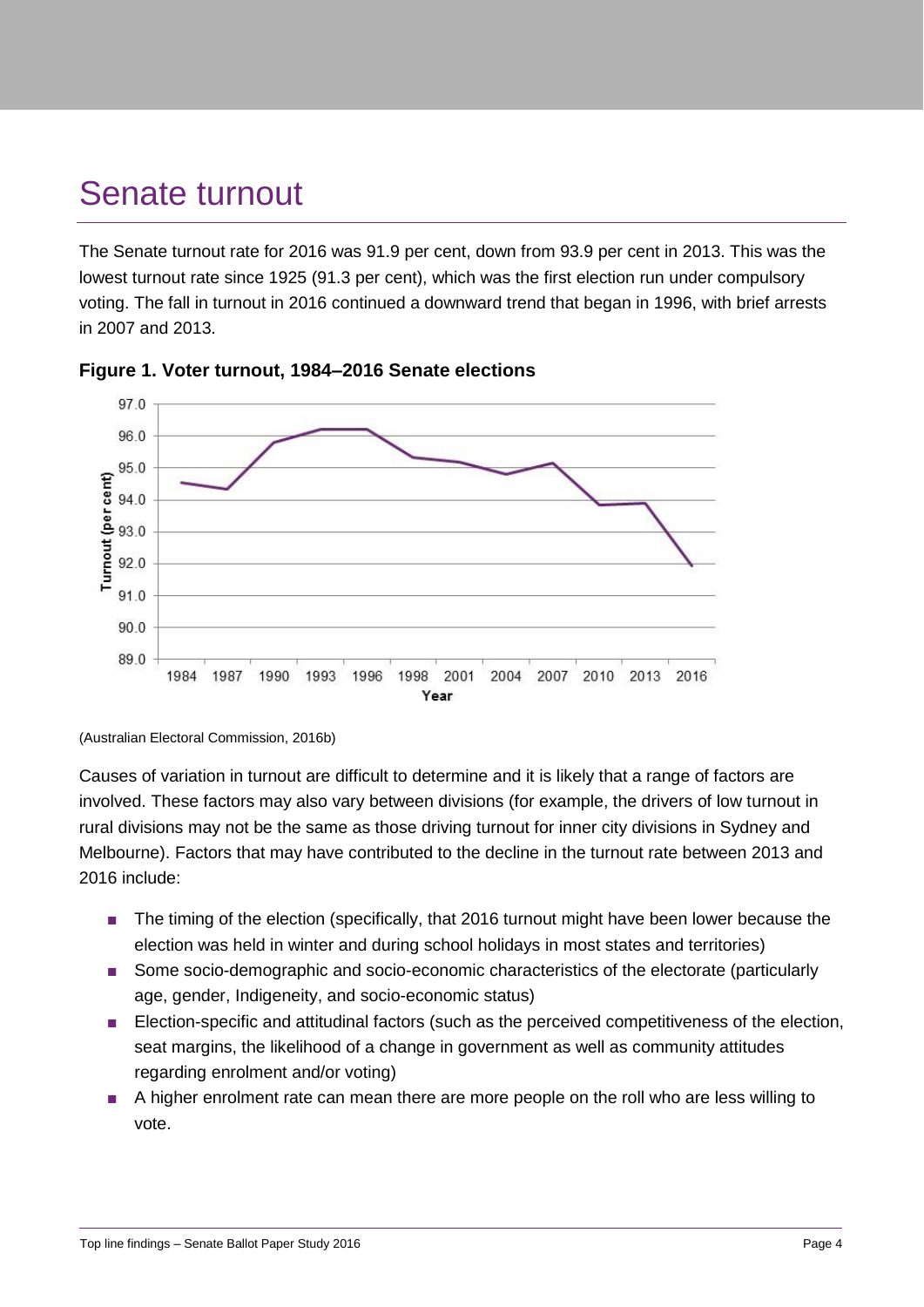# Senate turnout

The Senate turnout rate for 2016 was 91.9 per cent, down from 93.9 per cent in 2013. This was the lowest turnout rate since 1925 (91.3 per cent), which was the first election run under compulsory voting. The fall in turnout in 2016 continued a downward trend that began in 1996, with brief arrests in 2007 and 2013.

**Figure 1. Voter turnout, 1984–2016 Senate elections**

(Australian Electoral Commission, 2016b)

Causes of variation in turnout are difficult to determine and it is likely that a range of factors are involved. These factors may also vary between divisions (for example, the drivers of low turnout in rural divisions may not be the same as those driving turnout for inner city divisions in Sydney and Melbourne). Factors that may have contributed to the decline in the turnout rate between 2013 and 2016 include:

- The timing of the election (specifically, that 2016 turnout might have been lower because the election was held in winter and during school holidays in most states and territories)
- Some socio-demographic and socio-economic characteristics of the electorate (particularly age, gender, Indigeneity, and socio-economic status)
- Election-specific and attitudinal factors (such as the perceived competitiveness of the election, seat margins, the likelihood of a change in government as well as community attitudes regarding enrolment and/or voting)
- A higher enrolment rate can mean there are more people on the roll who are less willing to vote.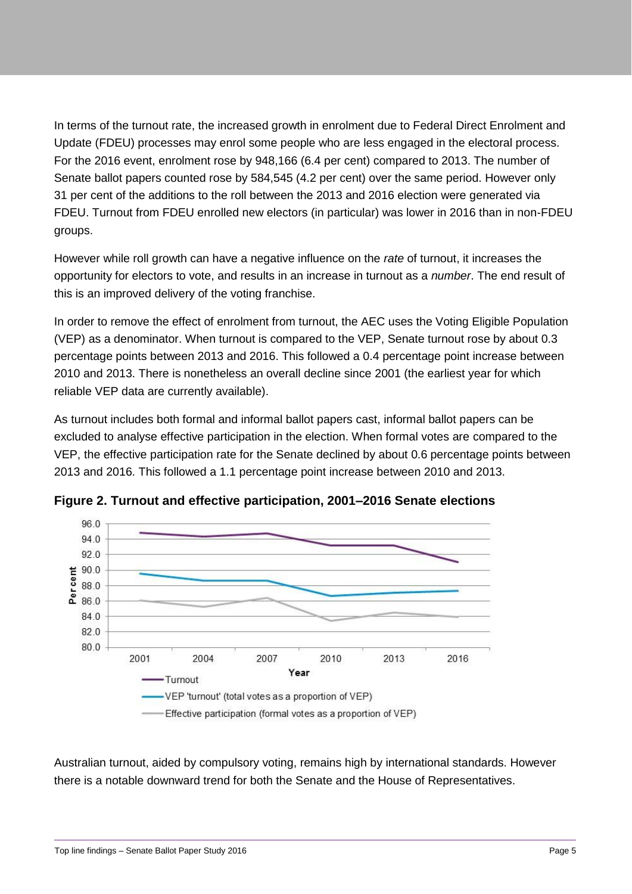In terms of the turnout rate, the increased growth in enrolment due to Federal Direct Enrolment and Update (FDEU) processes may enrol some people who are less engaged in the electoral process. For the 2016 event, enrolment rose by 948,166 (6.4 per cent) compared to 2013. The number of Senate ballot papers counted rose by 584,545 (4.2 per cent) over the same period. However only 31 per cent of the additions to the roll between the 2013 and 2016 election were generated via FDEU. Turnout from FDEU enrolled new electors (in particular) was lower in 2016 than in non-FDEU groups.

However while roll growth can have a negative influence on the *rate* of turnout, it increases the opportunity for electors to vote, and results in an increase in turnout as a *number*. The end result of this is an improved delivery of the voting franchise.

In order to remove the effect of enrolment from turnout, the AEC uses the Voting Eligible Population (VEP) as a denominator. When turnout is compared to the VEP, Senate turnout rose by about 0.3 percentage points between 2013 and 2016. This followed a 0.4 percentage point increase between 2010 and 2013. There is nonetheless an overall decline since 2001 (the earliest year for which reliable VEP data are currently available).

As turnout includes both formal and informal ballot papers cast, informal ballot papers can be excluded to analyse effective participation in the election. When formal votes are compared to the VEP, the effective participation rate for the Senate declined by about 0.6 percentage points between 2013 and 2016. This followed a 1.1 percentage point increase between 2010 and 2013.

**Figure 2. Turnout and effective participation, 2001–2016 Senate elections**

Australian turnout, aided by compulsory voting, remains high by international standards. However there is a notable downward trend for both the Senate and the House of Representatives.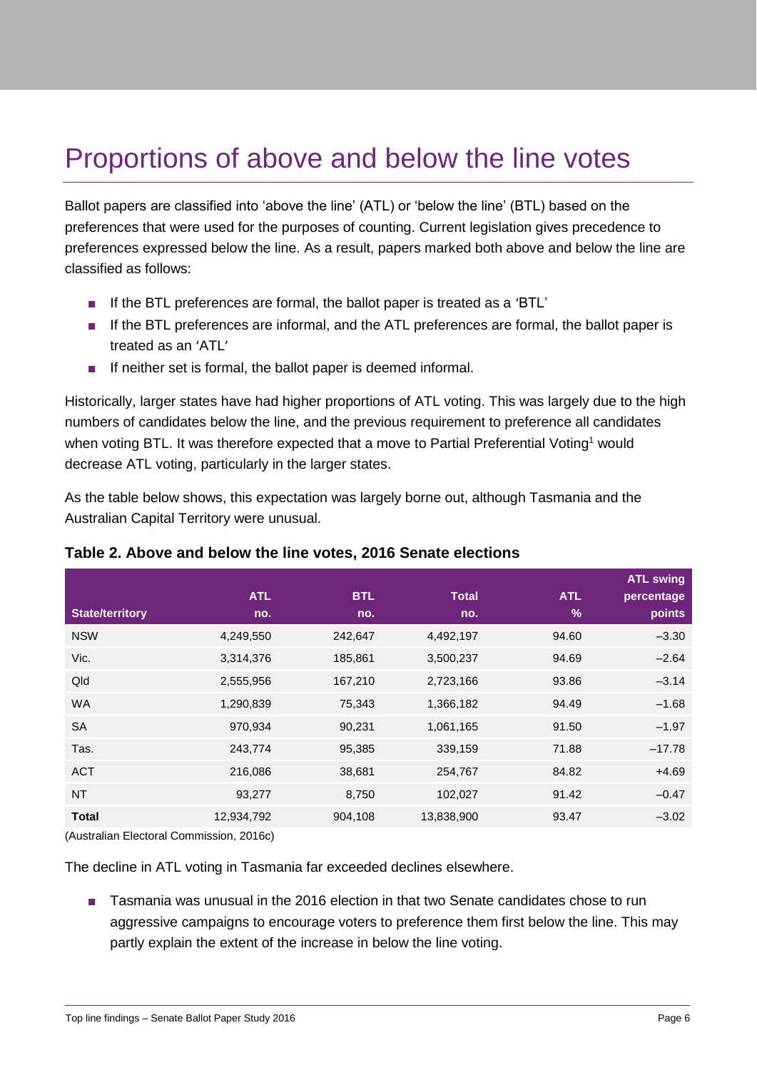# Proportions of above and below the line votes

Ballot papers are classified into 'above the line' (ATL) or 'below the line' (BTL) based on the preferences that were used for the purposes of counting. Current legislation gives precedence to preferences expressed below the line. As a result, papers marked both above and below the line are classified as follows:

- If the BTL preferences are formal, the ballot paper is treated as a 'BTL'
- If the BTL preferences are informal, and the ATL preferences are formal, the ballot paper is treated as an 'ATL'
- If neither set is formal, the ballot paper is deemed informal.

Historically, larger states have had higher proportions of ATL voting. This was largely due to the high numbers of candidates below the line, and the previous requirement to preference all candidates when voting BTL. It was therefore expected that a move to Partial Preferential Voting[1] would decrease ATL voting, particularly in the larger states.

As the table below shows, this expectation was largely borne out, although Tasmania and the Australian Capital Territory were unusual.

**Table 2. Above and below the line votes, 2016 Senate elections**

| State/territory | ATL no. | BTL no. | Total no. | ATL % | ATL swing percentage points |
|---|---|---|---|---|---|
| NSW | 4,249,550 | 242,647 | 4,492,197 | 94.60 | –3.30 |
| Vic. | 3,314,376 | 185,861 | 3,500,237 | 94.69 | –2.64 |
| Qld | 2,555,956 | 167,210 | 2,723,166 | 93.86 | –3.14 |
| WA | 1,290,839 | 75,343 | 1,366,182 | 94.49 | –1.68 |
| SA | 970,934 | 90,231 | 1,061,165 | 91.50 | –1.97 |
| Tas. | 243,774 | 95,385 | 339,159 | 71.88 | –17.78 |
| ACT | 216,086 | 38,681 | 254,767 | 84.82 | +4.69 |
| NT | 93,277 | 8,750 | 102,027 | 91.42 | –0.47 |
| **Total** | 12,934,792 | 904,108 | 13,838,900 | 93.47 | –3.02 |

(Australian Electoral Commission, 2016c)

The decline in ATL voting in Tasmania far exceeded declines elsewhere.

- Tasmania was unusual in the 2016 election in that two Senate candidates chose to run aggressive campaigns to encourage voters to preference them first below the line. This may partly explain the extent of the increase in below the line voting.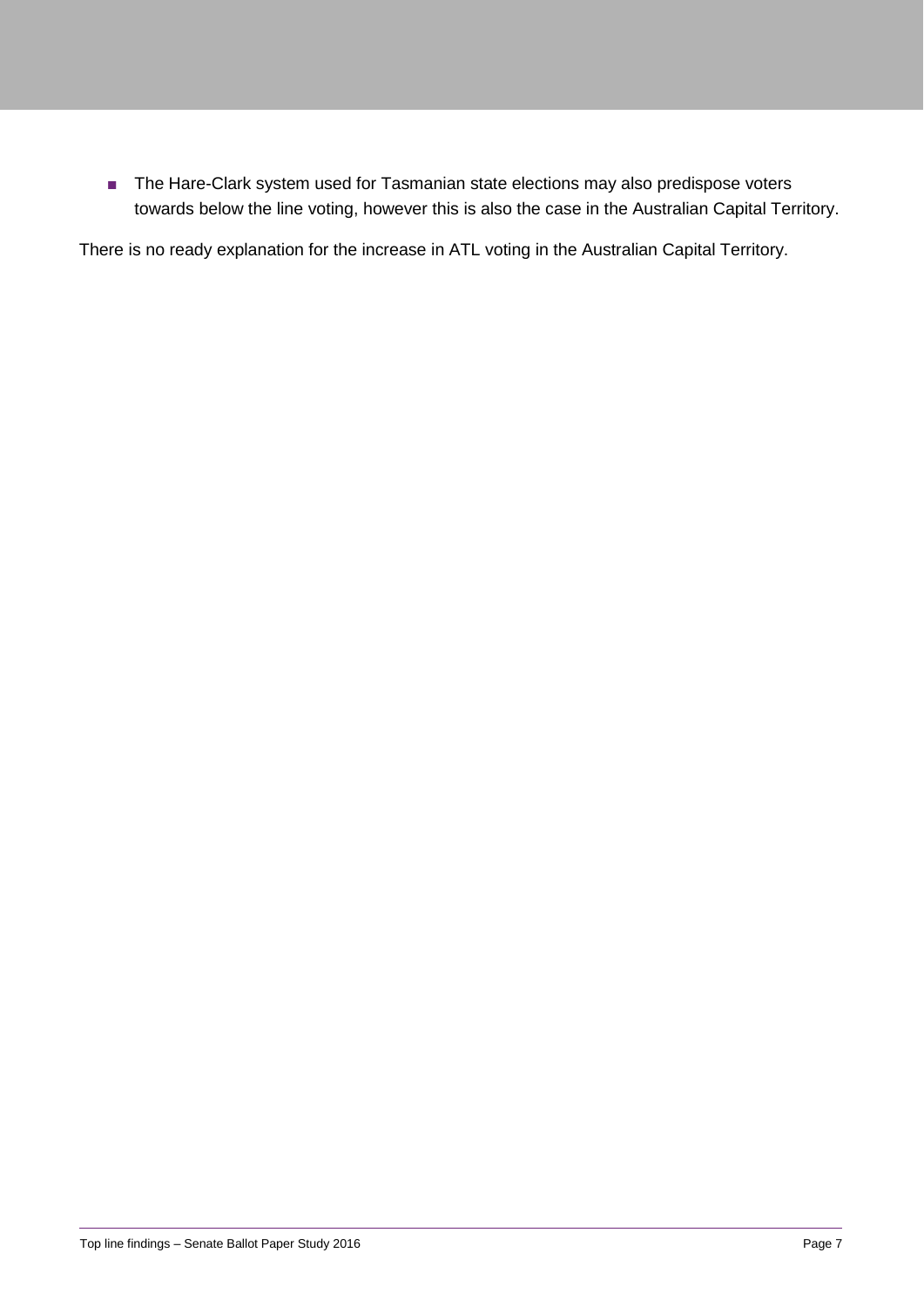- The Hare-Clark system used for Tasmanian state elections may also predispose voters towards below the line voting, however this is also the case in the Australian Capital Territory.

There is no ready explanation for the increase in ATL voting in the Australian Capital Territory.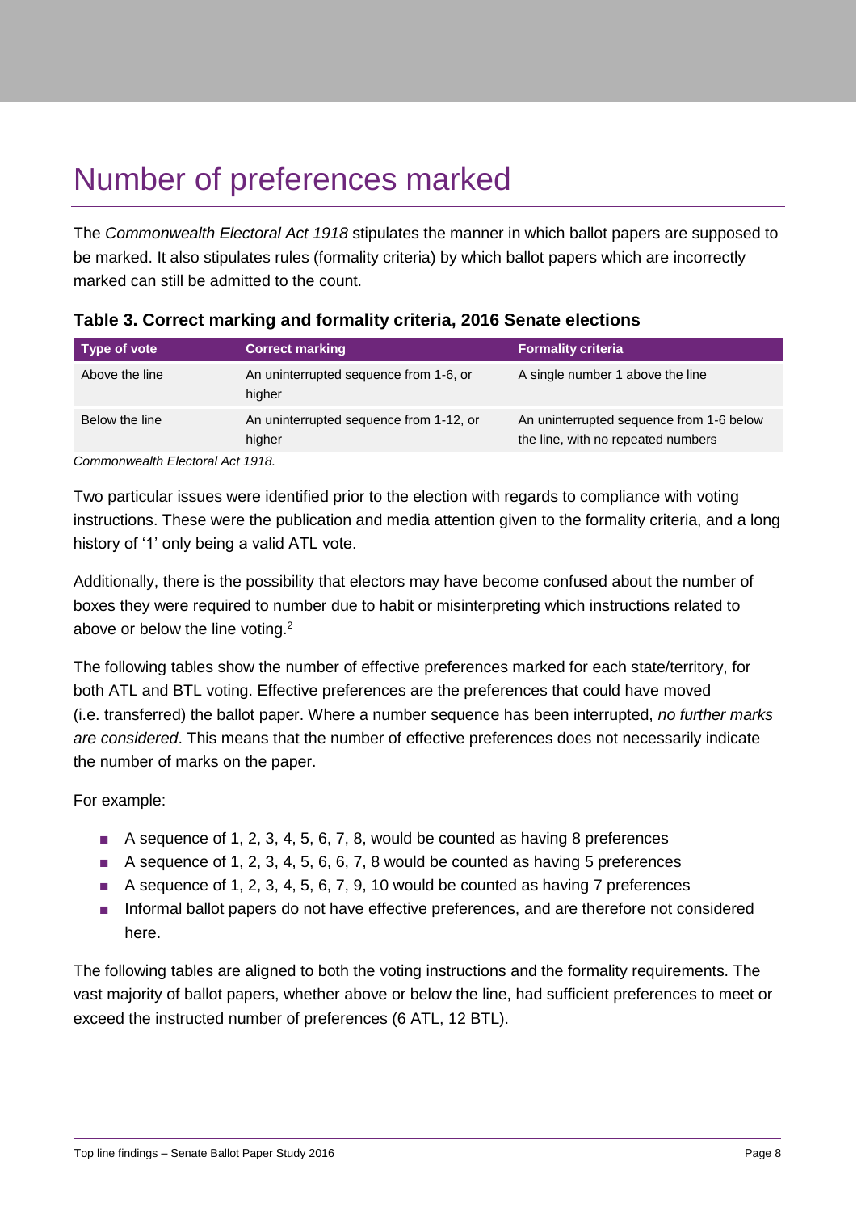# Number of preferences marked

The *Commonwealth Electoral Act 1918* stipulates the manner in which ballot papers are supposed to be marked. It also stipulates rules (formality criteria) by which ballot papers which are incorrectly marked can still be admitted to the count.

**Table 3. Correct marking and formality criteria, 2016 Senate elections**

| Type of vote | Correct marking | Formality criteria |
|---|---|---|
| Above the line | An uninterrupted sequence from 1-6, or higher | A single number 1 above the line |
| Below the line | An uninterrupted sequence from 1-12, or higher | An uninterrupted sequence from 1-6 below the line, with no repeated numbers |

*Commonwealth Electoral Act 1918.*

Two particular issues were identified prior to the election with regards to compliance with voting instructions. These were the publication and media attention given to the formality criteria, and a long history of '1' only being a valid ATL vote.

Additionally, there is the possibility that electors may have become confused about the number of boxes they were required to number due to habit or misinterpreting which instructions related to above or below the line voting.[2]

The following tables show the number of effective preferences marked for each state/territory, for both ATL and BTL voting. Effective preferences are the preferences that could have moved (i.e. transferred) the ballot paper. Where a number sequence has been interrupted, *no further marks are considered*. This means that the number of effective preferences does not necessarily indicate the number of marks on the paper.

For example:

- A sequence of 1, 2, 3, 4, 5, 6, 7, 8, would be counted as having 8 preferences
- A sequence of 1, 2, 3, 4, 5, 6, 6, 7, 8 would be counted as having 5 preferences
- A sequence of 1, 2, 3, 4, 5, 6, 7, 9, 10 would be counted as having 7 preferences
- Informal ballot papers do not have effective preferences, and are therefore not considered here.

The following tables are aligned to both the voting instructions and the formality requirements. The vast majority of ballot papers, whether above or below the line, had sufficient preferences to meet or exceed the instructed number of preferences (6 ATL, 12 BTL).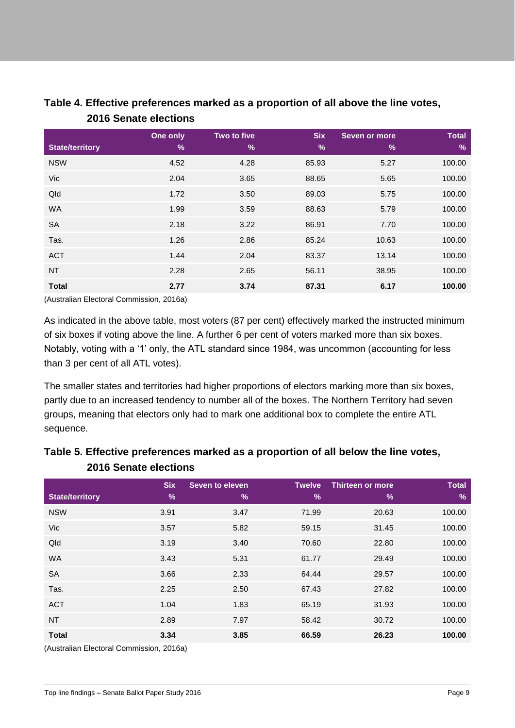### Table 4. Effective preferences marked as a proportion of all above the line votes, 2016 Senate elections

| State/territory | One only % | Two to five % | Six % | Seven or more % | Total % |
|---|---|---|---|---|---|
| NSW | 4.52 | 4.28 | 85.93 | 5.27 | 100.00 |
| Vic | 2.04 | 3.65 | 88.65 | 5.65 | 100.00 |
| Qld | 1.72 | 3.50 | 89.03 | 5.75 | 100.00 |
| WA | 1.99 | 3.59 | 88.63 | 5.79 | 100.00 |
| SA | 2.18 | 3.22 | 86.91 | 7.70 | 100.00 |
| Tas. | 1.26 | 2.86 | 85.24 | 10.63 | 100.00 |
| ACT | 1.44 | 2.04 | 83.37 | 13.14 | 100.00 |
| NT | 2.28 | 2.65 | 56.11 | 38.95 | 100.00 |
| **Total** | **2.77** | **3.74** | **87.31** | **6.17** | **100.00** |

(Australian Electoral Commission, 2016a)

As indicated in the above table, most voters (87 per cent) effectively marked the instructed minimum of six boxes if voting above the line. A further 6 per cent of voters marked more than six boxes. Notably, voting with a '1' only, the ATL standard since 1984, was uncommon (accounting for less than 3 per cent of all ATL votes).

The smaller states and territories had higher proportions of electors marking more than six boxes, partly due to an increased tendency to number all of the boxes. The Northern Territory had seven groups, meaning that electors only had to mark one additional box to complete the entire ATL sequence.

### Table 5. Effective preferences marked as a proportion of all below the line votes, 2016 Senate elections

| State/territory | Six % | Seven to eleven % | Twelve % | Thirteen or more % | Total % |
|---|---|---|---|---|---|
| NSW | 3.91 | 3.47 | 71.99 | 20.63 | 100.00 |
| Vic | 3.57 | 5.82 | 59.15 | 31.45 | 100.00 |
| Qld | 3.19 | 3.40 | 70.60 | 22.80 | 100.00 |
| WA | 3.43 | 5.31 | 61.77 | 29.49 | 100.00 |
| SA | 3.66 | 2.33 | 64.44 | 29.57 | 100.00 |
| Tas. | 2.25 | 2.50 | 67.43 | 27.82 | 100.00 |
| ACT | 1.04 | 1.83 | 65.19 | 31.93 | 100.00 |
| NT | 2.89 | 7.97 | 58.42 | 30.72 | 100.00 |
| **Total** | **3.34** | **3.85** | **66.59** | **26.23** | **100.00** |

(Australian Electoral Commission, 2016a)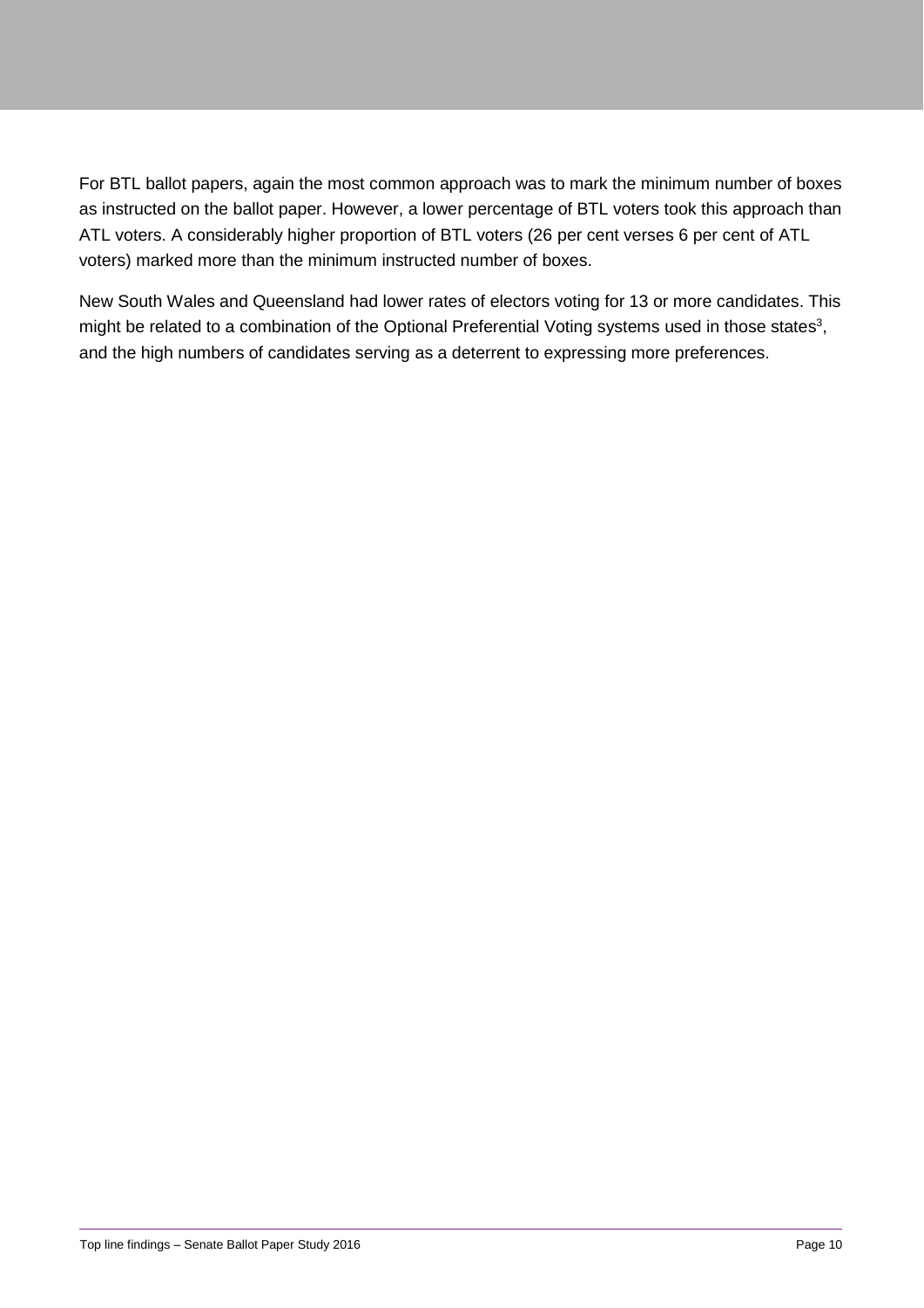For BTL ballot papers, again the most common approach was to mark the minimum number of boxes as instructed on the ballot paper. However, a lower percentage of BTL voters took this approach than ATL voters. A considerably higher proportion of BTL voters (26 per cent verses 6 per cent of ATL voters) marked more than the minimum instructed number of boxes.

New South Wales and Queensland had lower rates of electors voting for 13 or more candidates. This might be related to a combination of the Optional Preferential Voting systems used in those states[3], and the high numbers of candidates serving as a deterrent to expressing more preferences.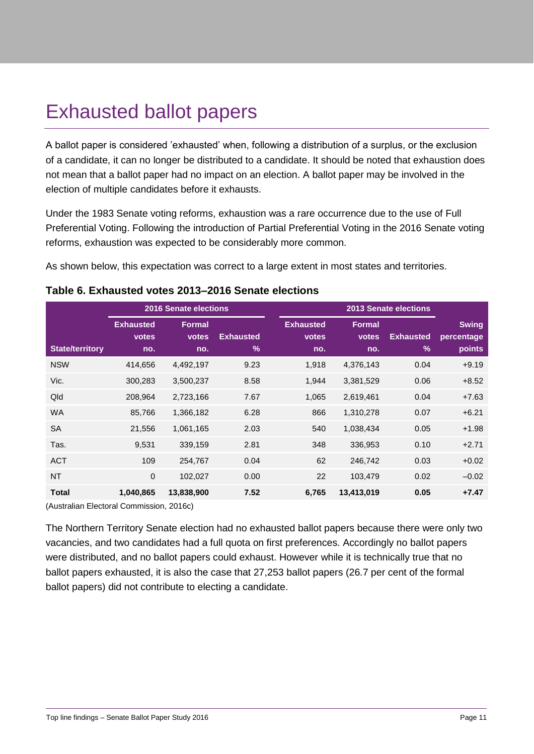# Exhausted ballot papers

A ballot paper is considered 'exhausted' when, following a distribution of a surplus, or the exclusion of a candidate, it can no longer be distributed to a candidate. It should be noted that exhaustion does not mean that a ballot paper had no impact on an election. A ballot paper may be involved in the election of multiple candidates before it exhausts.

Under the 1983 Senate voting reforms, exhaustion was a rare occurrence due to the use of Full Preferential Voting. Following the introduction of Partial Preferential Voting in the 2016 Senate voting reforms, exhaustion was expected to be considerably more common.

As shown below, this expectation was correct to a large extent in most states and territories.

### Table 6. Exhausted votes 2013–2016 Senate elections

| | 2016 Senate elections | | | 2013 Senate elections | | | |
|---|---|---|---|---|---|---|---|
| State/territory | Exhausted votes no. | Formal votes no. | Exhausted % | Exhausted votes no. | Formal votes no. | Exhausted % | Swing percentage points |
| NSW | 414,656 | 4,492,197 | 9.23 | 1,918 | 4,376,143 | 0.04 | +9.19 |
| Vic. | 300,283 | 3,500,237 | 8.58 | 1,944 | 3,381,529 | 0.06 | +8.52 |
| Qld | 208,964 | 2,723,166 | 7.67 | 1,065 | 2,619,461 | 0.04 | +7.63 |
| WA | 85,766 | 1,366,182 | 6.28 | 866 | 1,310,278 | 0.07 | +6.21 |
| SA | 21,556 | 1,061,165 | 2.03 | 540 | 1,038,434 | 0.05 | +1.98 |
| Tas. | 9,531 | 339,159 | 2.81 | 348 | 336,953 | 0.10 | +2.71 |
| ACT | 109 | 254,767 | 0.04 | 62 | 246,742 | 0.03 | +0.02 |
| NT | 0 | 102,027 | 0.00 | 22 | 103,479 | 0.02 | –0.02 |
| **Total** | **1,040,865** | **13,838,900** | **7.52** | **6,765** | **13,413,019** | **0.05** | **+7.47** |

(Australian Electoral Commission, 2016c)

The Northern Territory Senate election had no exhausted ballot papers because there were only two vacancies, and two candidates had a full quota on first preferences. Accordingly no ballot papers were distributed, and no ballot papers could exhaust. However while it is technically true that no ballot papers exhausted, it is also the case that 27,253 ballot papers (26.7 per cent of the formal ballot papers) did not contribute to electing a candidate.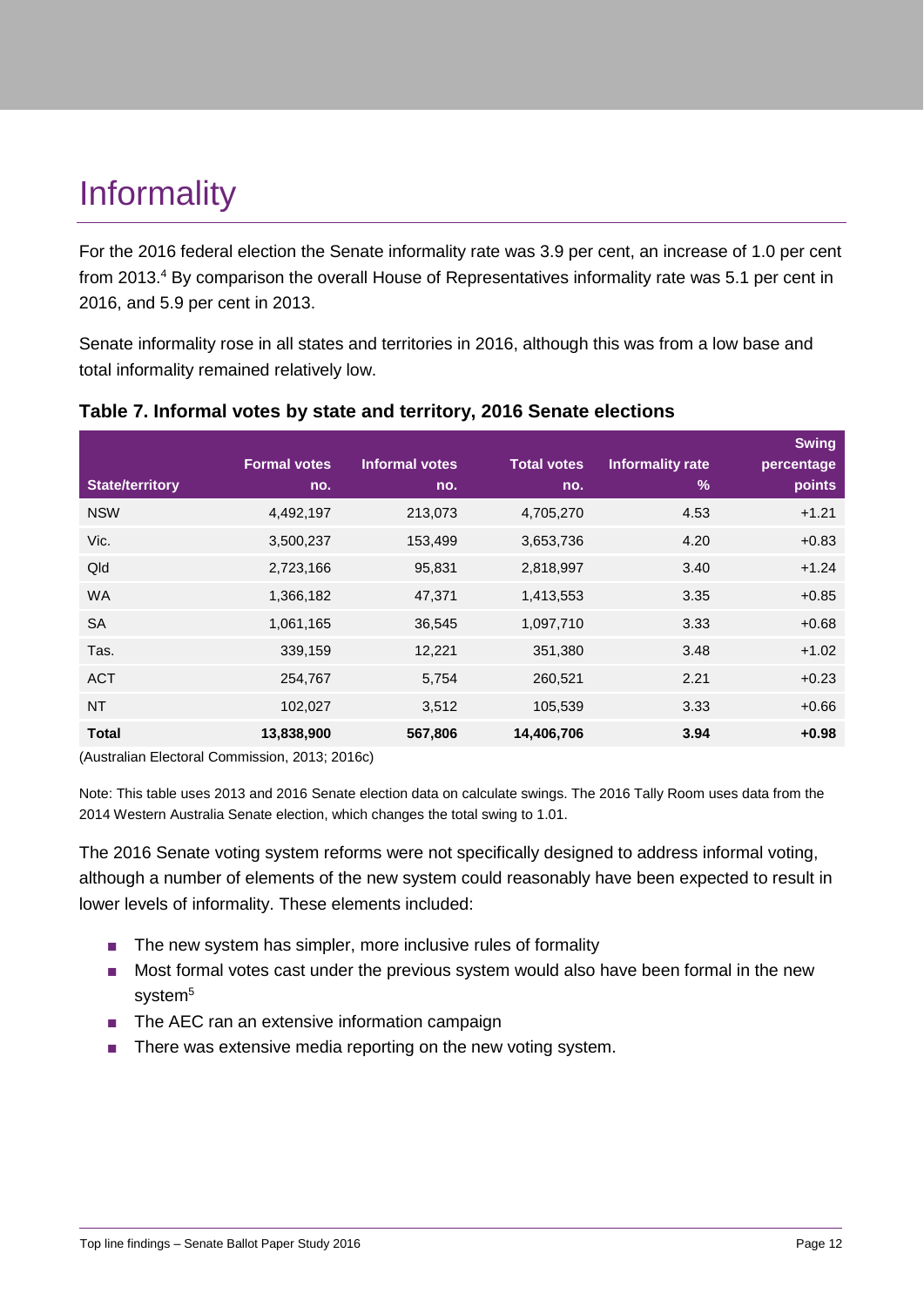# Informality

For the 2016 federal election the Senate informality rate was 3.9 per cent, an increase of 1.0 per cent from 2013.[4] By comparison the overall House of Representatives informality rate was 5.1 per cent in 2016, and 5.9 per cent in 2013.

Senate informality rose in all states and territories in 2016, although this was from a low base and total informality remained relatively low.

**Table 7. Informal votes by state and territory, 2016 Senate elections**

| State/territory | Formal votes no. | Informal votes no. | Total votes no. | Informality rate % | Swing percentage points |
|---|---|---|---|---|---|
| NSW | 4,492,197 | 213,073 | 4,705,270 | 4.53 | +1.21 |
| Vic. | 3,500,237 | 153,499 | 3,653,736 | 4.20 | +0.83 |
| Qld | 2,723,166 | 95,831 | 2,818,997 | 3.40 | +1.24 |
| WA | 1,366,182 | 47,371 | 1,413,553 | 3.35 | +0.85 |
| SA | 1,061,165 | 36,545 | 1,097,710 | 3.33 | +0.68 |
| Tas. | 339,159 | 12,221 | 351,380 | 3.48 | +1.02 |
| ACT | 254,767 | 5,754 | 260,521 | 2.21 | +0.23 |
| NT | 102,027 | 3,512 | 105,539 | 3.33 | +0.66 |
| **Total** | **13,838,900** | **567,806** | **14,406,706** | **3.94** | **+0.98** |

(Australian Electoral Commission, 2013; 2016c)

Note: This table uses 2013 and 2016 Senate election data on calculate swings. The 2016 Tally Room uses data from the 2014 Western Australia Senate election, which changes the total swing to 1.01.

The 2016 Senate voting system reforms were not specifically designed to address informal voting, although a number of elements of the new system could reasonably have been expected to result in lower levels of informality. These elements included:

- The new system has simpler, more inclusive rules of formality
- Most formal votes cast under the previous system would also have been formal in the new system[5]
- The AEC ran an extensive information campaign
- There was extensive media reporting on the new voting system.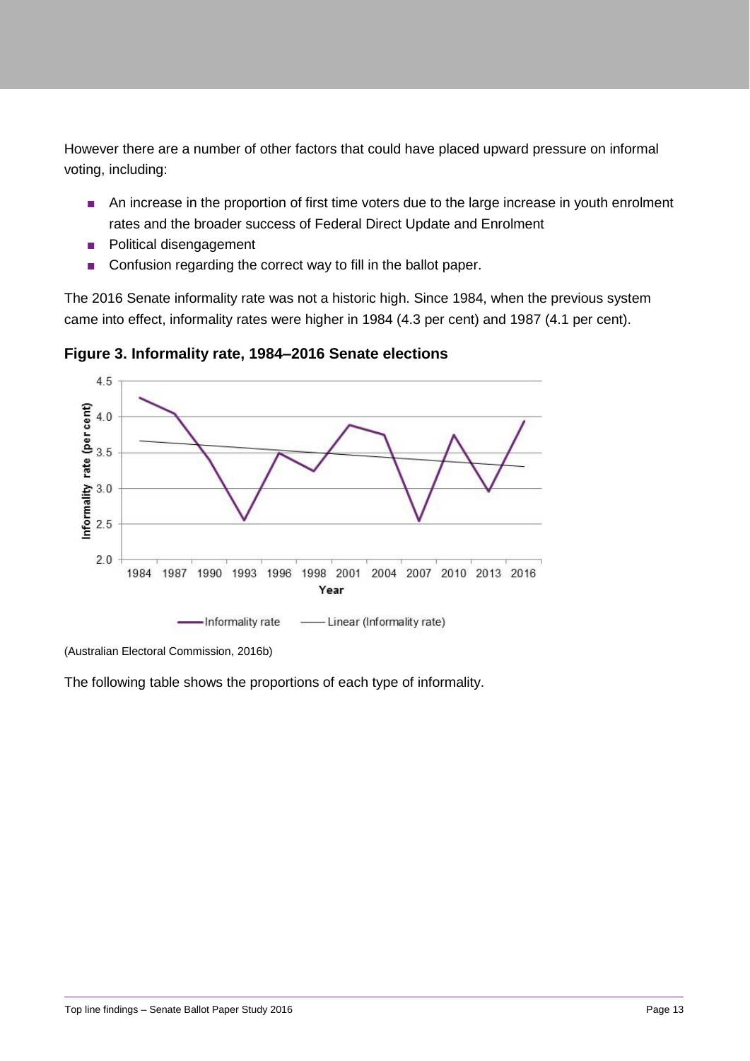However there are a number of other factors that could have placed upward pressure on informal voting, including:

- An increase in the proportion of first time voters due to the large increase in youth enrolment rates and the broader success of Federal Direct Update and Enrolment
- Political disengagement
- Confusion regarding the correct way to fill in the ballot paper.

The 2016 Senate informality rate was not a historic high. Since 1984, when the previous system came into effect, informality rates were higher in 1984 (4.3 per cent) and 1987 (4.1 per cent).

**Figure 3. Informality rate, 1984–2016 Senate elections**

(Australian Electoral Commission, 2016b)

The following table shows the proportions of each type of informality.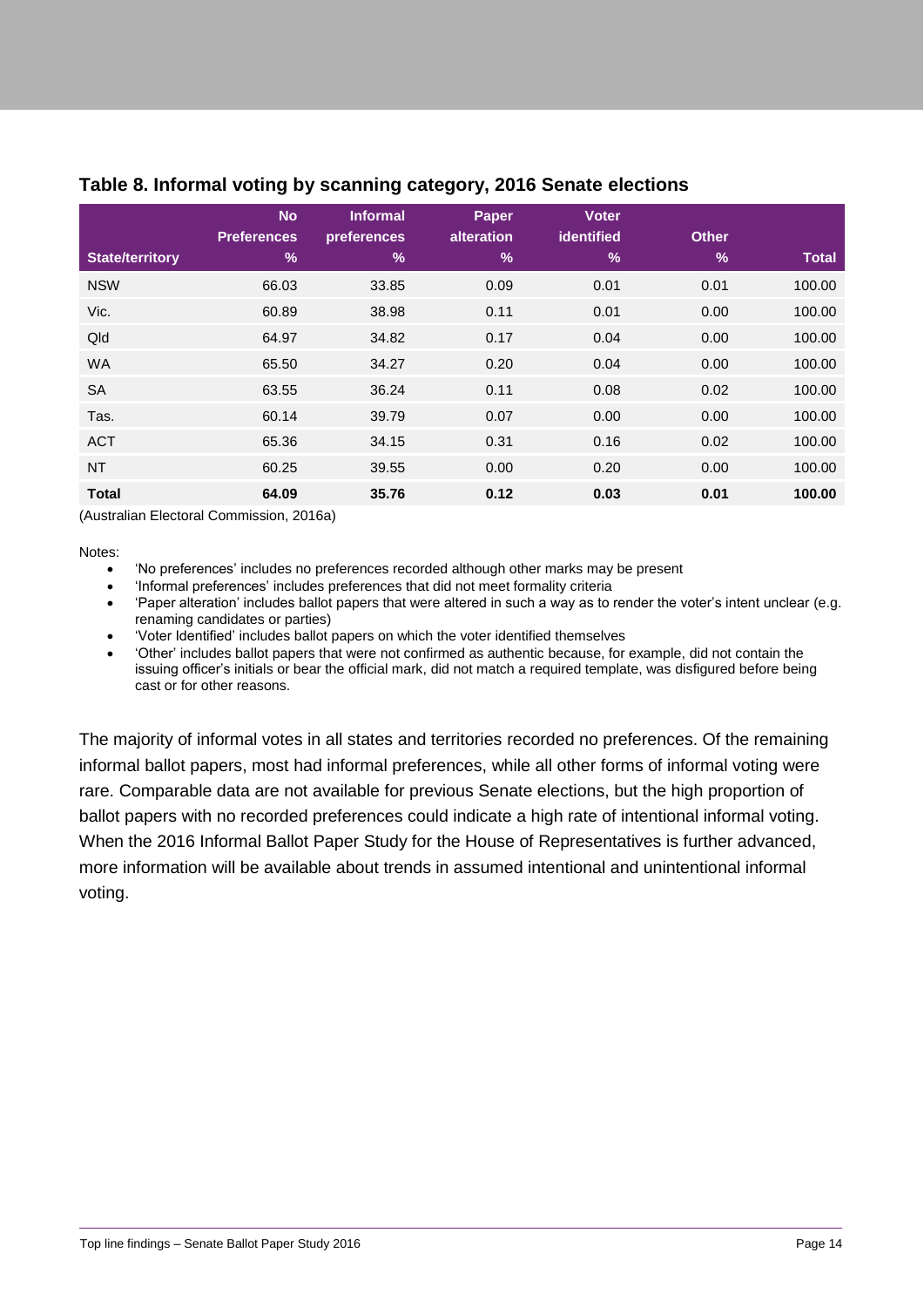### Table 8. Informal voting by scanning category, 2016 Senate elections

| State/territory | No Preferences % | Informal preferences % | Paper alteration % | Voter identified % | Other % | Total |
|---|---|---|---|---|---|---|
| NSW | 66.03 | 33.85 | 0.09 | 0.01 | 0.01 | 100.00 |
| Vic. | 60.89 | 38.98 | 0.11 | 0.01 | 0.00 | 100.00 |
| Qld | 64.97 | 34.82 | 0.17 | 0.04 | 0.00 | 100.00 |
| WA | 65.50 | 34.27 | 0.20 | 0.04 | 0.00 | 100.00 |
| SA | 63.55 | 36.24 | 0.11 | 0.08 | 0.02 | 100.00 |
| Tas. | 60.14 | 39.79 | 0.07 | 0.00 | 0.00 | 100.00 |
| ACT | 65.36 | 34.15 | 0.31 | 0.16 | 0.02 | 100.00 |
| NT | 60.25 | 39.55 | 0.00 | 0.20 | 0.00 | 100.00 |
| **Total** | **64.09** | **35.76** | **0.12** | **0.03** | **0.01** | **100.00** |

(Australian Electoral Commission, 2016a)

Notes:

- 'No preferences' includes no preferences recorded although other marks may be present
- 'Informal preferences' includes preferences that did not meet formality criteria
- 'Paper alteration' includes ballot papers that were altered in such a way as to render the voter's intent unclear (e.g. renaming candidates or parties)
- 'Voter Identified' includes ballot papers on which the voter identified themselves
- 'Other' includes ballot papers that were not confirmed as authentic because, for example, did not contain the issuing officer's initials or bear the official mark, did not match a required template, was disfigured before being cast or for other reasons.

The majority of informal votes in all states and territories recorded no preferences. Of the remaining informal ballot papers, most had informal preferences, while all other forms of informal voting were rare. Comparable data are not available for previous Senate elections, but the high proportion of ballot papers with no recorded preferences could indicate a high rate of intentional informal voting. When the 2016 Informal Ballot Paper Study for the House of Representatives is further advanced, more information will be available about trends in assumed intentional and unintentional informal voting.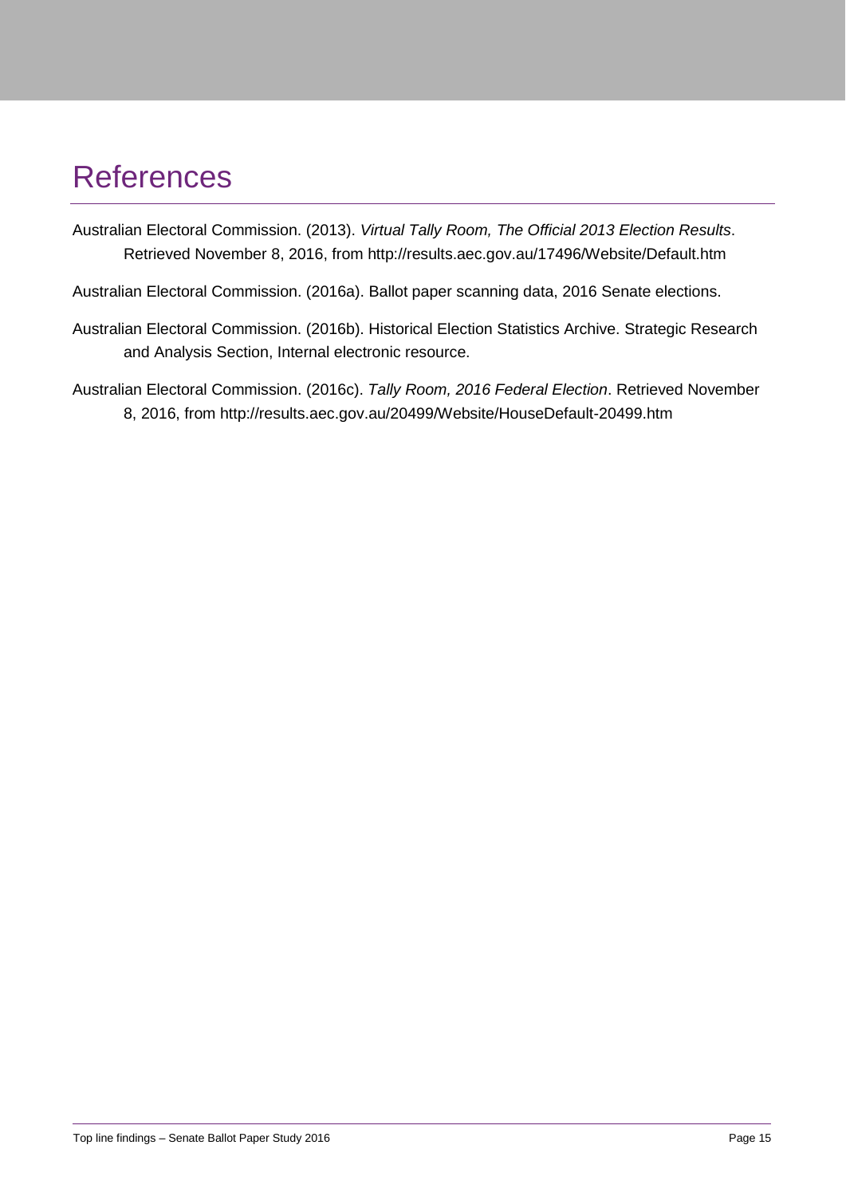# References

Australian Electoral Commission. (2013). *Virtual Tally Room, The Official 2013 Election Results*. Retrieved November 8, 2016, from http://results.aec.gov.au/17496/Website/Default.htm

Australian Electoral Commission. (2016a). Ballot paper scanning data, 2016 Senate elections.

Australian Electoral Commission. (2016b). Historical Election Statistics Archive. Strategic Research and Analysis Section, Internal electronic resource.

Australian Electoral Commission. (2016c). *Tally Room, 2016 Federal Election*. Retrieved November 8, 2016, from http://results.aec.gov.au/20499/Website/HouseDefault-20499.htm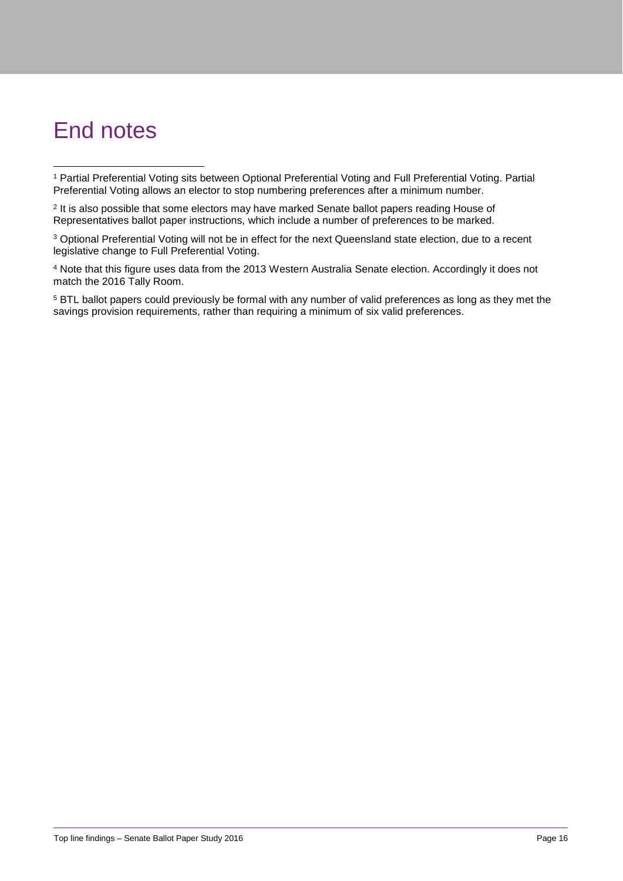# End notes

[1] Partial Preferential Voting sits between Optional Preferential Voting and Full Preferential Voting. Partial Preferential Voting allows an elector to stop numbering preferences after a minimum number.

[2] It is also possible that some electors may have marked Senate ballot papers reading House of Representatives ballot paper instructions, which include a number of preferences to be marked.

[3] Optional Preferential Voting will not be in effect for the next Queensland state election, due to a recent legislative change to Full Preferential Voting.

[4] Note that this figure uses data from the 2013 Western Australia Senate election. Accordingly it does not match the 2016 Tally Room.

[5] BTL ballot papers could previously be formal with any number of valid preferences as long as they met the savings provision requirements, rather than requiring a minimum of six valid preferences.